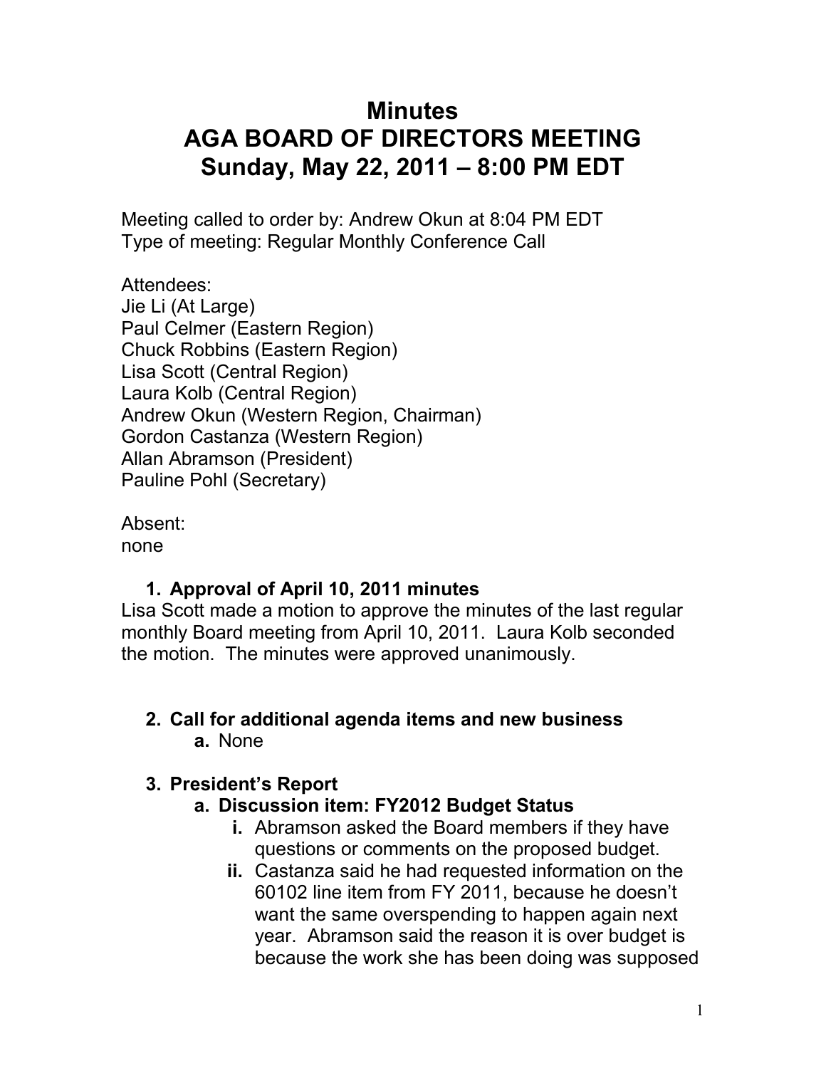# Minutes
# AGA BOARD OF DIRECTORS MEETING
# Sunday, May 22, 2011 – 8:00 PM EDT

Meeting called to order by: Andrew Okun at 8:04 PM EDT
Type of meeting: Regular Monthly Conference Call

Attendees:
Jie Li (At Large)
Paul Celmer (Eastern Region)
Chuck Robbins (Eastern Region)
Lisa Scott (Central Region)
Laura Kolb (Central Region)
Andrew Okun (Western Region, Chairman)
Gordon Castanza (Western Region)
Allan Abramson (President)
Pauline Pohl (Secretary)

Absent:
none

1. **Approval of April 10, 2011 minutes**

Lisa Scott made a motion to approve the minutes of the last regular monthly Board meeting from April 10, 2011. Laura Kolb seconded the motion. The minutes were approved unanimously.

2. **Call for additional agenda items and new business**
   - **a.** None

3. **President's Report**
   - **a. Discussion item: FY2012 Budget Status**
     - **i.** Abramson asked the Board members if they have questions or comments on the proposed budget.
     - **ii.** Castanza said he had requested information on the 60102 line item from FY 2011, because he doesn't want the same overspending to happen again next year. Abramson said the reason it is over budget is because the work she has been doing was supposed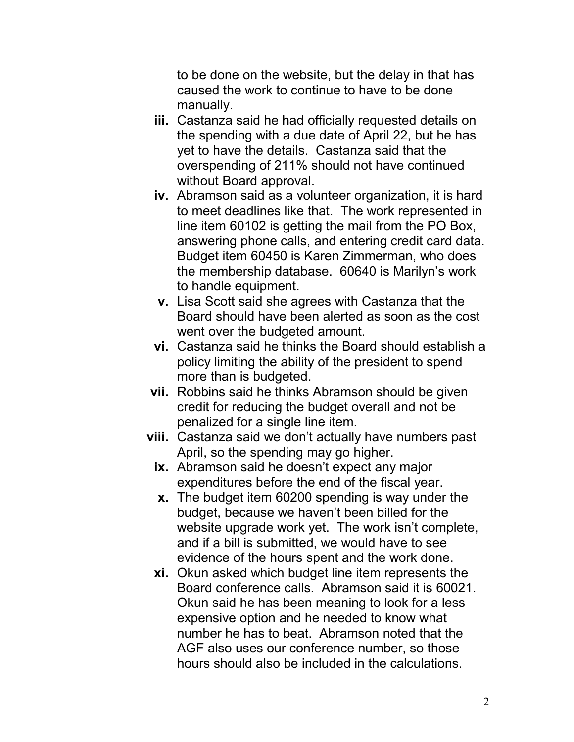to be done on the website, but the delay in that has caused the work to continue to have to be done manually.

- **iii.** Castanza said he had officially requested details on the spending with a due date of April 22, but he has yet to have the details. Castanza said that the overspending of 211% should not have continued without Board approval.
- **iv.** Abramson said as a volunteer organization, it is hard to meet deadlines like that. The work represented in line item 60102 is getting the mail from the PO Box, answering phone calls, and entering credit card data. Budget item 60450 is Karen Zimmerman, who does the membership database. 60640 is Marilyn's work to handle equipment.
- **v.** Lisa Scott said she agrees with Castanza that the Board should have been alerted as soon as the cost went over the budgeted amount.
- **vi.** Castanza said he thinks the Board should establish a policy limiting the ability of the president to spend more than is budgeted.
- **vii.** Robbins said he thinks Abramson should be given credit for reducing the budget overall and not be penalized for a single line item.
- **viii.** Castanza said we don't actually have numbers past April, so the spending may go higher.
- **ix.** Abramson said he doesn't expect any major expenditures before the end of the fiscal year.
- **x.** The budget item 60200 spending is way under the budget, because we haven't been billed for the website upgrade work yet. The work isn't complete, and if a bill is submitted, we would have to see evidence of the hours spent and the work done.
- **xi.** Okun asked which budget line item represents the Board conference calls. Abramson said it is 60021. Okun said he has been meaning to look for a less expensive option and he needed to know what number he has to beat. Abramson noted that the AGF also uses our conference number, so those hours should also be included in the calculations.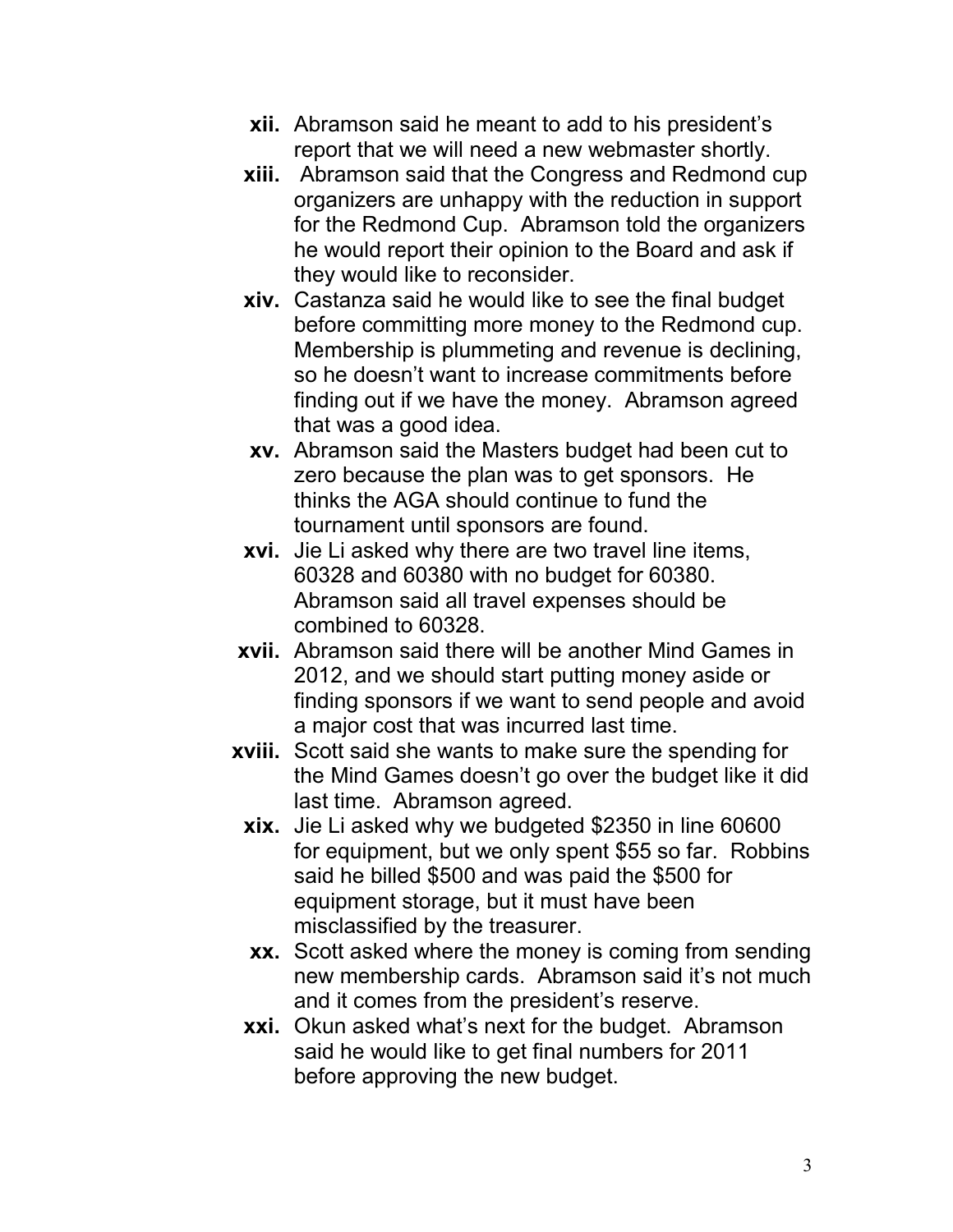xii. Abramson said he meant to add to his president's report that we will need a new webmaster shortly.

xiii. Abramson said that the Congress and Redmond cup organizers are unhappy with the reduction in support for the Redmond Cup. Abramson told the organizers he would report their opinion to the Board and ask if they would like to reconsider.

xiv. Castanza said he would like to see the final budget before committing more money to the Redmond cup. Membership is plummeting and revenue is declining, so he doesn't want to increase commitments before finding out if we have the money. Abramson agreed that was a good idea.

xv. Abramson said the Masters budget had been cut to zero because the plan was to get sponsors. He thinks the AGA should continue to fund the tournament until sponsors are found.

xvi. Jie Li asked why there are two travel line items, 60328 and 60380 with no budget for 60380. Abramson said all travel expenses should be combined to 60328.

xvii. Abramson said there will be another Mind Games in 2012, and we should start putting money aside or finding sponsors if we want to send people and avoid a major cost that was incurred last time.

xviii. Scott said she wants to make sure the spending for the Mind Games doesn't go over the budget like it did last time. Abramson agreed.

xix. Jie Li asked why we budgeted $2350 in line 60600 for equipment, but we only spent $55 so far. Robbins said he billed $500 and was paid the $500 for equipment storage, but it must have been misclassified by the treasurer.

xx. Scott asked where the money is coming from sending new membership cards. Abramson said it's not much and it comes from the president's reserve.

xxi. Okun asked what's next for the budget. Abramson said he would like to get final numbers for 2011 before approving the new budget.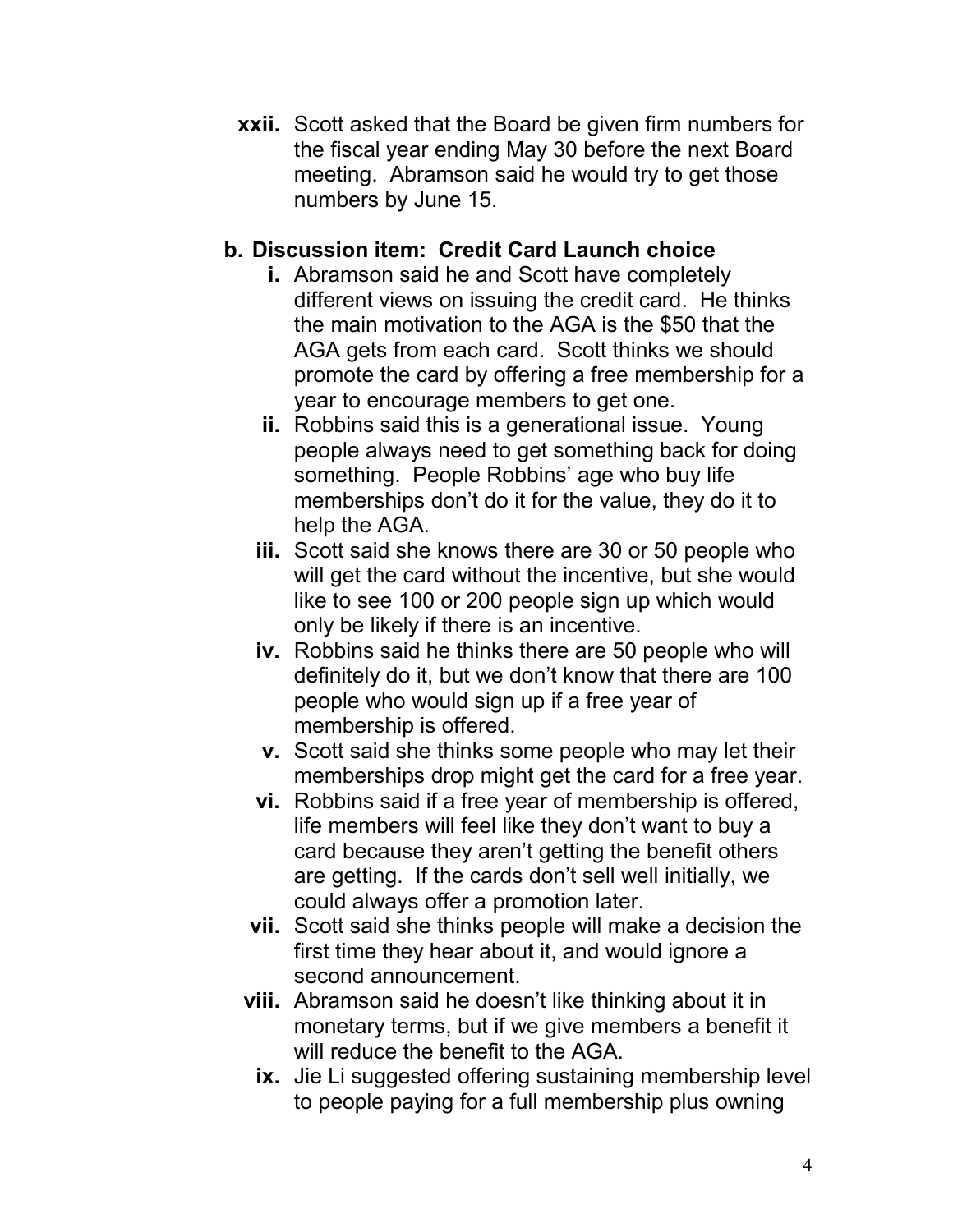xxii. Scott asked that the Board be given firm numbers for the fiscal year ending May 30 before the next Board meeting. Abramson said he would try to get those numbers by June 15.

**b. Discussion item: Credit Card Launch choice**

i. Abramson said he and Scott have completely different views on issuing the credit card. He thinks the main motivation to the AGA is the $50 that the AGA gets from each card. Scott thinks we should promote the card by offering a free membership for a year to encourage members to get one.

ii. Robbins said this is a generational issue. Young people always need to get something back for doing something. People Robbins' age who buy life memberships don't do it for the value, they do it to help the AGA.

iii. Scott said she knows there are 30 or 50 people who will get the card without the incentive, but she would like to see 100 or 200 people sign up which would only be likely if there is an incentive.

iv. Robbins said he thinks there are 50 people who will definitely do it, but we don't know that there are 100 people who would sign up if a free year of membership is offered.

v. Scott said she thinks some people who may let their memberships drop might get the card for a free year.

vi. Robbins said if a free year of membership is offered, life members will feel like they don't want to buy a card because they aren't getting the benefit others are getting. If the cards don't sell well initially, we could always offer a promotion later.

vii. Scott said she thinks people will make a decision the first time they hear about it, and would ignore a second announcement.

viii. Abramson said he doesn't like thinking about it in monetary terms, but if we give members a benefit it will reduce the benefit to the AGA.

ix. Jie Li suggested offering sustaining membership level to people paying for a full membership plus owning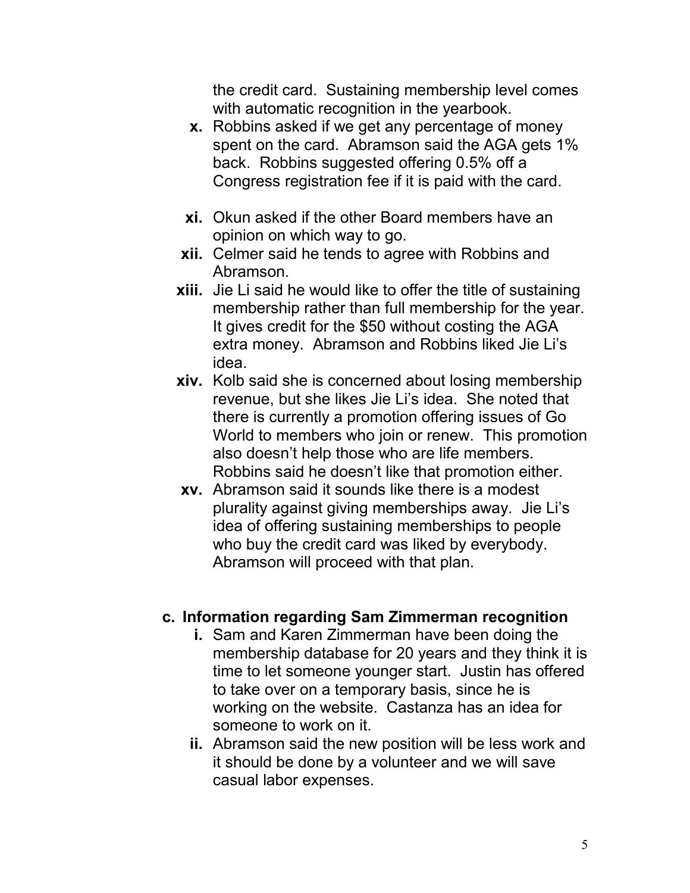the credit card. Sustaining membership level comes with automatic recognition in the yearbook.

x. Robbins asked if we get any percentage of money spent on the card. Abramson said the AGA gets 1% back. Robbins suggested offering 0.5% off a Congress registration fee if it is paid with the card.

xi. Okun asked if the other Board members have an opinion on which way to go.

xii. Celmer said he tends to agree with Robbins and Abramson.

xiii. Jie Li said he would like to offer the title of sustaining membership rather than full membership for the year. It gives credit for the $50 without costing the AGA extra money. Abramson and Robbins liked Jie Li's idea.

xiv. Kolb said she is concerned about losing membership revenue, but she likes Jie Li's idea. She noted that there is currently a promotion offering issues of Go World to members who join or renew. This promotion also doesn't help those who are life members. Robbins said he doesn't like that promotion either.

xv. Abramson said it sounds like there is a modest plurality against giving memberships away. Jie Li's idea of offering sustaining memberships to people who buy the credit card was liked by everybody. Abramson will proceed with that plan.

**c. Information regarding Sam Zimmerman recognition**

i. Sam and Karen Zimmerman have been doing the membership database for 20 years and they think it is time to let someone younger start. Justin has offered to take over on a temporary basis, since he is working on the website. Castanza has an idea for someone to work on it.

ii. Abramson said the new position will be less work and it should be done by a volunteer and we will save casual labor expenses.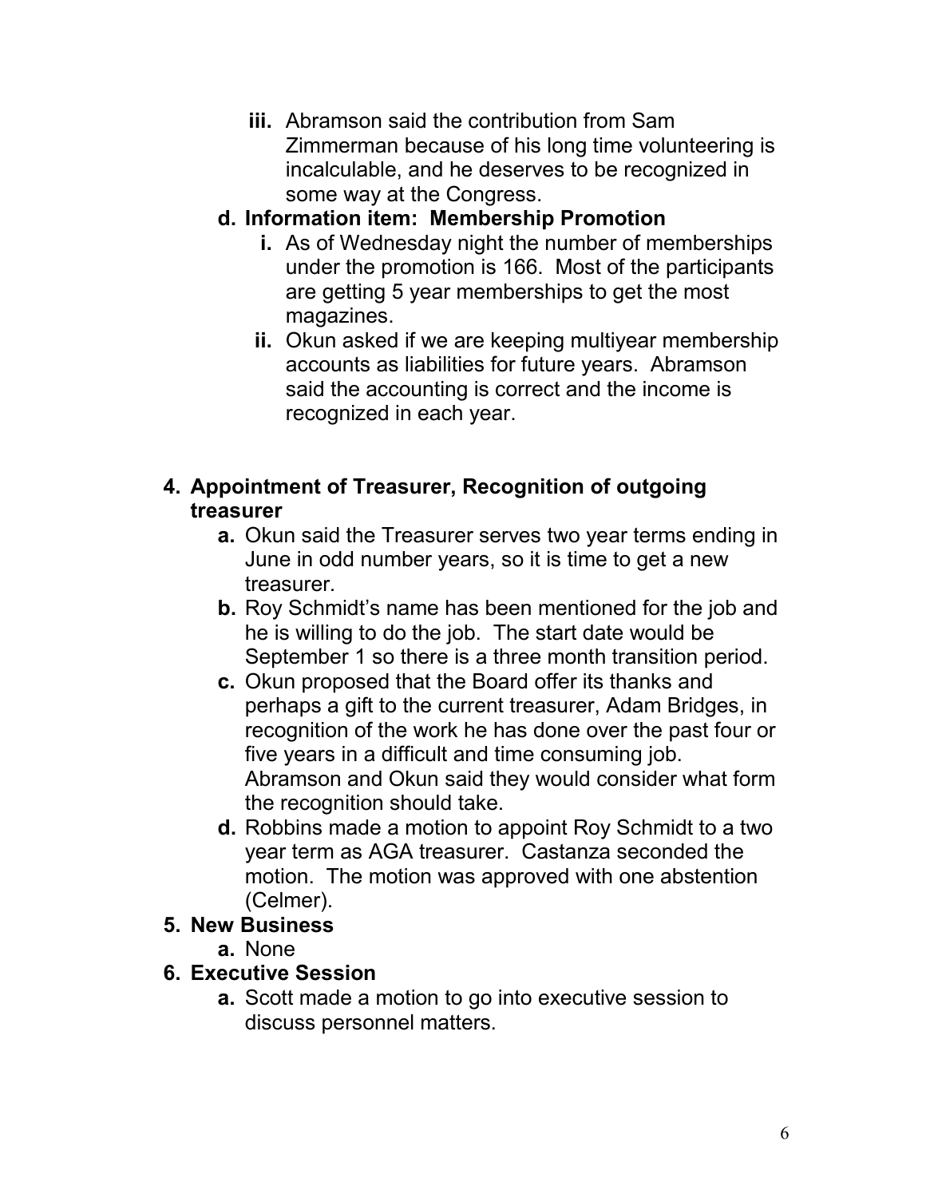- iii. Abramson said the contribution from Sam Zimmerman because of his long time volunteering is incalculable, and he deserves to be recognized in some way at the Congress.
- **d. Information item: Membership Promotion**
   - i. As of Wednesday night the number of memberships under the promotion is 166. Most of the participants are getting 5 year memberships to get the most magazines.
   - ii. Okun asked if we are keeping multiyear membership accounts as liabilities for future years. Abramson said the accounting is correct and the income is recognized in each year.

**4. Appointment of Treasurer, Recognition of outgoing treasurer**

- **a.** Okun said the Treasurer serves two year terms ending in June in odd number years, so it is time to get a new treasurer.
- **b.** Roy Schmidt's name has been mentioned for the job and he is willing to do the job. The start date would be September 1 so there is a three month transition period.
- **c.** Okun proposed that the Board offer its thanks and perhaps a gift to the current treasurer, Adam Bridges, in recognition of the work he has done over the past four or five years in a difficult and time consuming job. Abramson and Okun said they would consider what form the recognition should take.
- **d.** Robbins made a motion to appoint Roy Schmidt to a two year term as AGA treasurer. Castanza seconded the motion. The motion was approved with one abstention (Celmer).

**5. New Business**

- **a.** None

**6. Executive Session**

- **a.** Scott made a motion to go into executive session to discuss personnel matters.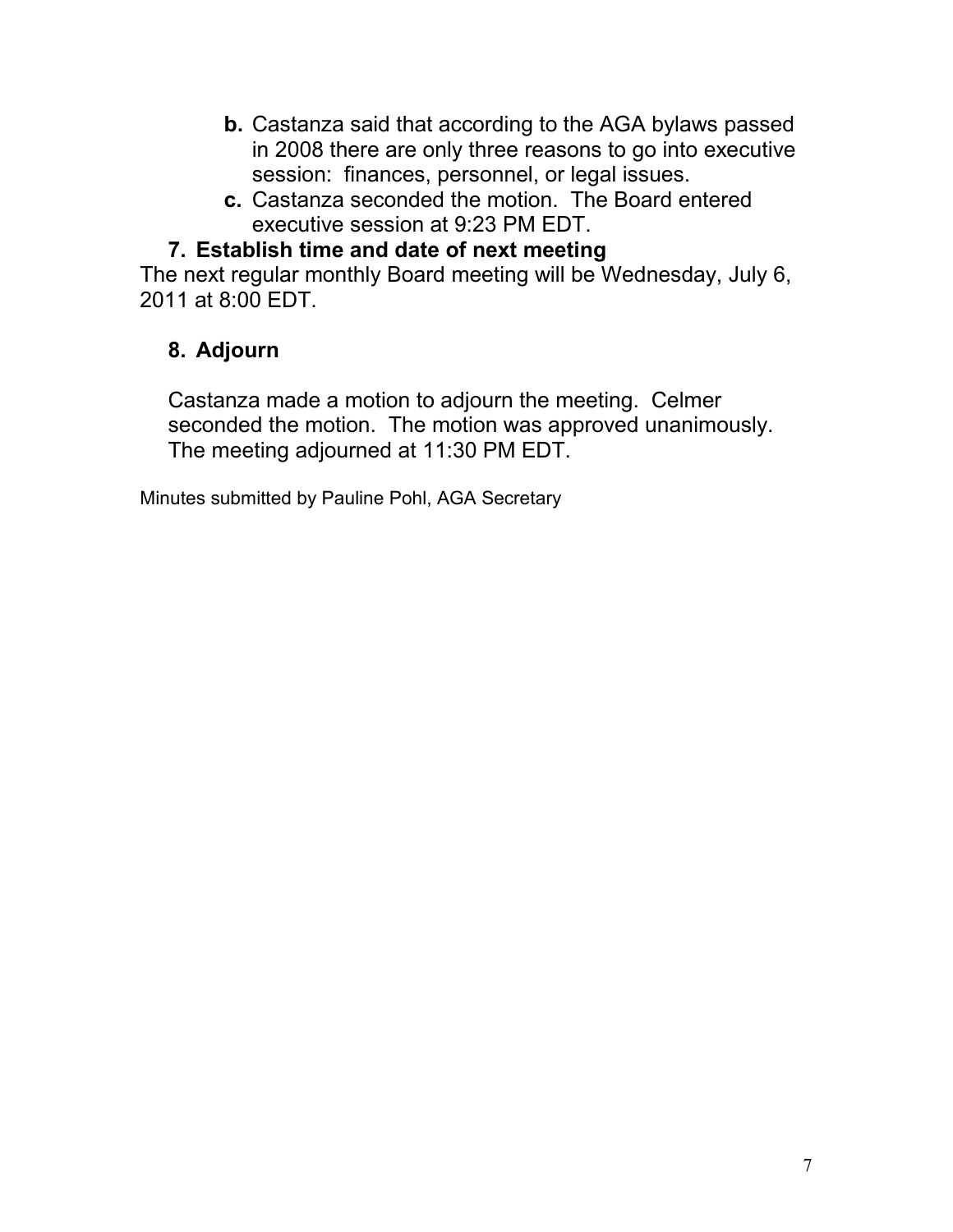- **b.** Castanza said that according to the AGA bylaws passed in 2008 there are only three reasons to go into executive session: finances, personnel, or legal issues.
- **c.** Castanza seconded the motion. The Board entered executive session at 9:23 PM EDT.

### 7. Establish time and date of next meeting

The next regular monthly Board meeting will be Wednesday, July 6, 2011 at 8:00 EDT.

### 8. Adjourn

Castanza made a motion to adjourn the meeting. Celmer seconded the motion. The motion was approved unanimously. The meeting adjourned at 11:30 PM EDT.

Minutes submitted by Pauline Pohl, AGA Secretary